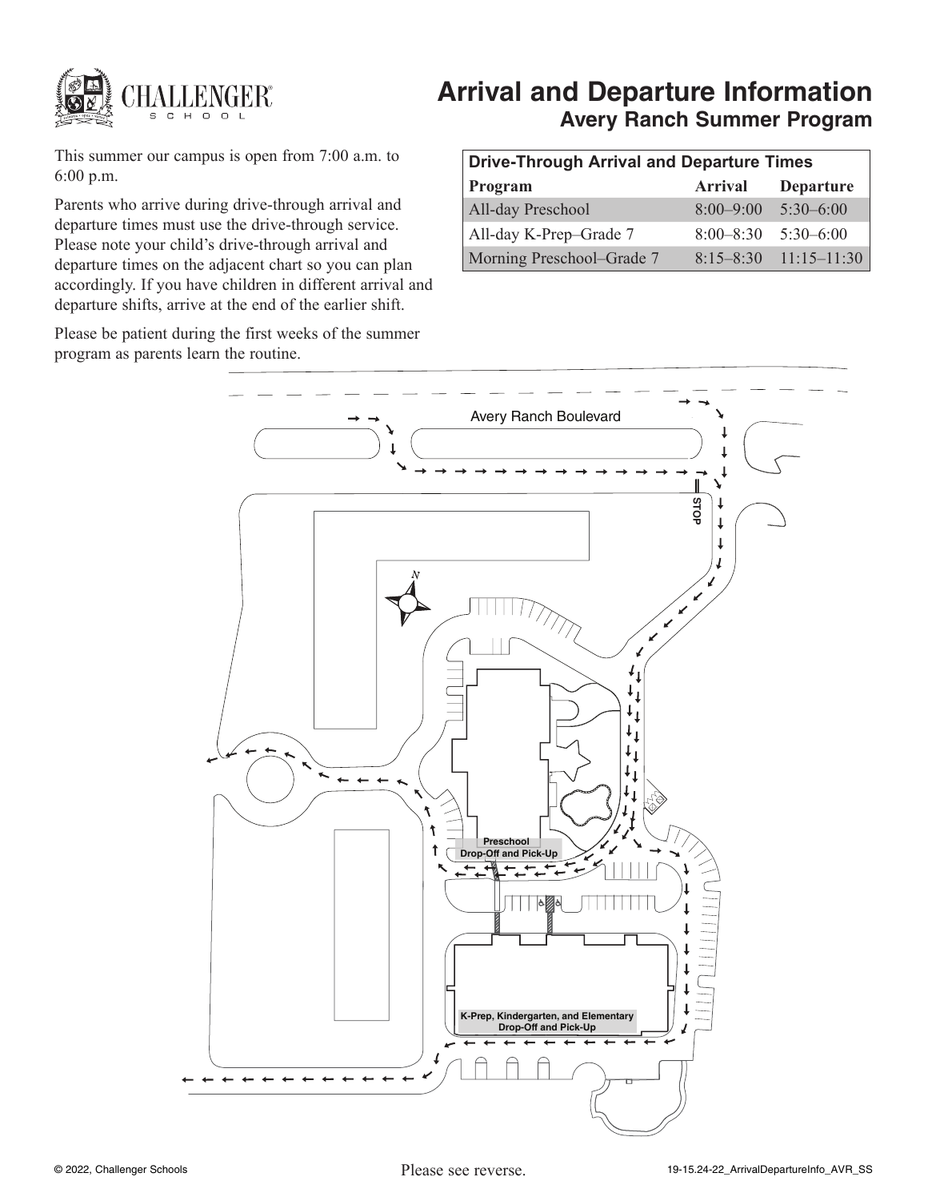CHALLENGER SCHOOL

# Arrival and Departure Information

## Avery Ranch Summer Program

This summer our campus is open from 7:00 a.m. to 6:00 p.m.

Parents who arrive during drive-through arrival and departure times must use the drive-through service. Please note your child's drive-through arrival and departure times on the adjacent chart so you can plan accordingly. If you have children in different arrival and departure shifts, arrive at the end of the earlier shift.

Please be patient during the first weeks of the summer program as parents learn the routine.

**Drive-Through Arrival and Departure Times**

| Program | Arrival | Departure |
|---|---|---|
| All-day Preschool | 8:00–9:00 | 5:30–6:00 |
| All-day K-Prep–Grade 7 | 8:00–8:30 | 5:30–6:00 |
| Morning Preschool–Grade 7 | 8:15–8:30 | 11:15–11:30 |

Avery Ranch Boulevard

STOP

N

Preschool Drop-Off and Pick-Up

K-Prep, Kindergarten, and Elementary Drop-Off and Pick-Up

© 2022, Challenger Schools

Please see reverse.

19-15.24-22_ArrivalDepartureInfo_AVR_SS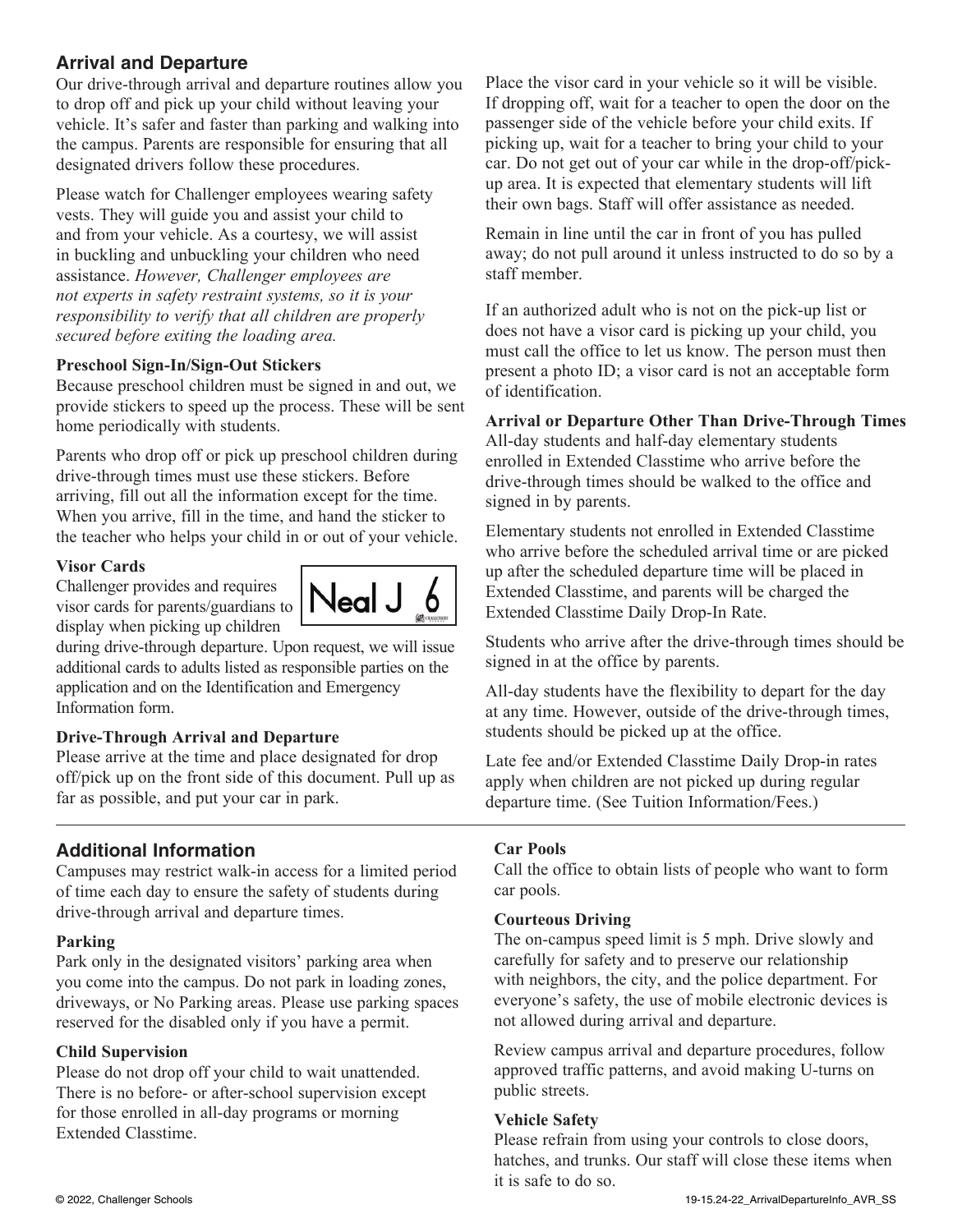## Arrival and Departure

Our drive-through arrival and departure routines allow you to drop off and pick up your child without leaving your vehicle. It's safer and faster than parking and walking into the campus. Parents are responsible for ensuring that all designated drivers follow these procedures.

Please watch for Challenger employees wearing safety vests. They will guide you and assist your child to and from your vehicle. As a courtesy, we will assist in buckling and unbuckling your children who need assistance. *However, Challenger employees are not experts in safety restraint systems, so it is your responsibility to verify that all children are properly secured before exiting the loading area.*

**Preschool Sign-In/Sign-Out Stickers**

Because preschool children must be signed in and out, we provide stickers to speed up the process. These will be sent home periodically with students.

Parents who drop off or pick up preschool children during drive-through times must use these stickers. Before arriving, fill out all the information except for the time. When you arrive, fill in the time, and hand the sticker to the teacher who helps your child in or out of your vehicle.

**Visor Cards**

Neal J 6

Challenger provides and requires visor cards for parents/guardians to display when picking up children during drive-through departure. Upon request, we will issue additional cards to adults listed as responsible parties on the application and on the Identification and Emergency Information form.

**Drive-Through Arrival and Departure**

Please arrive at the time and place designated for drop off/pick up on the front side of this document. Pull up as far as possible, and put your car in park.

Place the visor card in your vehicle so it will be visible. If dropping off, wait for a teacher to open the door on the passenger side of the vehicle before your child exits. If picking up, wait for a teacher to bring your child to your car. Do not get out of your car while in the drop-off/pick-up area. It is expected that elementary students will lift their own bags. Staff will offer assistance as needed.

Remain in line until the car in front of you has pulled away; do not pull around it unless instructed to do so by a staff member.

If an authorized adult who is not on the pick-up list or does not have a visor card is picking up your child, you must call the office to let us know. The person must then present a photo ID; a visor card is not an acceptable form of identification.

**Arrival or Departure Other Than Drive-Through Times**

All-day students and half-day elementary students enrolled in Extended Classtime who arrive before the drive-through times should be walked to the office and signed in by parents.

Elementary students not enrolled in Extended Classtime who arrive before the scheduled arrival time or are picked up after the scheduled departure time will be placed in Extended Classtime, and parents will be charged the Extended Classtime Daily Drop-In Rate.

Students who arrive after the drive-through times should be signed in at the office by parents.

All-day students have the flexibility to depart for the day at any time. However, outside of the drive-through times, students should be picked up at the office.

Late fee and/or Extended Classtime Daily Drop-in rates apply when children are not picked up during regular departure time. (See Tuition Information/Fees.)

## Additional Information

Campuses may restrict walk-in access for a limited period of time each day to ensure the safety of students during drive-through arrival and departure times.

**Parking**

Park only in the designated visitors' parking area when you come into the campus. Do not park in loading zones, driveways, or No Parking areas. Please use parking spaces reserved for the disabled only if you have a permit.

**Child Supervision**

Please do not drop off your child to wait unattended. There is no before- or after-school supervision except for those enrolled in all-day programs or morning Extended Classtime.

**Car Pools**

Call the office to obtain lists of people who want to form car pools.

**Courteous Driving**

The on-campus speed limit is 5 mph. Drive slowly and carefully for safety and to preserve our relationship with neighbors, the city, and the police department. For everyone's safety, the use of mobile electronic devices is not allowed during arrival and departure.

Review campus arrival and departure procedures, follow approved traffic patterns, and avoid making U-turns on public streets.

**Vehicle Safety**

Please refrain from using your controls to close doors, hatches, and trunks. Our staff will close these items when it is safe to do so.

© 2022, Challenger Schools 19-15.24-22_ArrivalDepartureInfo_AVR_SS